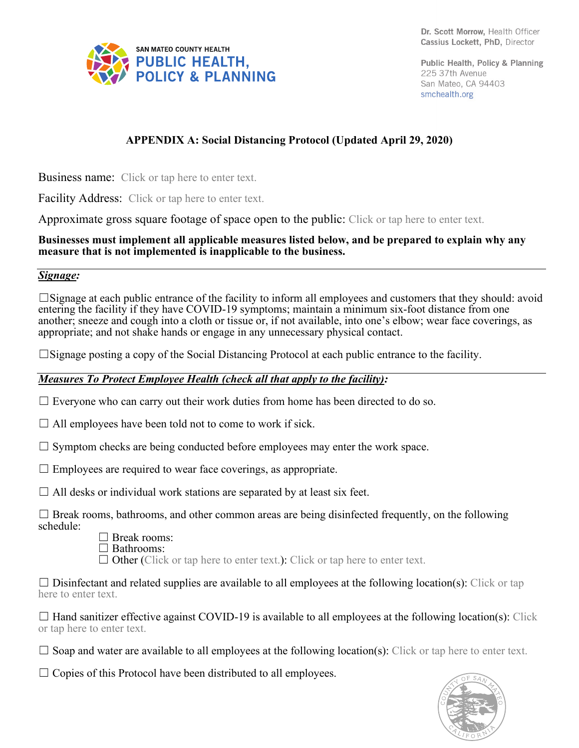SAN MATEO COUNTY HEALTH
PUBLIC HEALTH, POLICY & PLANNING

Dr. Scott Morrow, Health Officer
Cassius Lockett, PhD, Director

Public Health, Policy & Planning
225 37th Avenue
San Mateo, CA 94403
smchealth.org

## APPENDIX A: Social Distancing Protocol (Updated April 29, 2020)

Business name: Click or tap here to enter text.

Facility Address: Click or tap here to enter text.

Approximate gross square footage of space open to the public: Click or tap here to enter text.

**Businesses must implement all applicable measures listed below, and be prepared to explain why any measure that is not implemented is inapplicable to the business.**

***Signage:***

☐Signage at each public entrance of the facility to inform all employees and customers that they should: avoid entering the facility if they have COVID-19 symptoms; maintain a minimum six-foot distance from one another; sneeze and cough into a cloth or tissue or, if not available, into one's elbow; wear face coverings, as appropriate; and not shake hands or engage in any unnecessary physical contact.

☐Signage posting a copy of the Social Distancing Protocol at each public entrance to the facility.

***Measures To Protect Employee Health (check all that apply to the facility):***

☐ Everyone who can carry out their work duties from home has been directed to do so.

☐ All employees have been told not to come to work if sick.

☐ Symptom checks are being conducted before employees may enter the work space.

☐ Employees are required to wear face coverings, as appropriate.

☐ All desks or individual work stations are separated by at least six feet.

☐ Break rooms, bathrooms, and other common areas are being disinfected frequently, on the following schedule:

- ☐ Break rooms:
- ☐ Bathrooms:
- ☐ Other (Click or tap here to enter text.): Click or tap here to enter text.

☐ Disinfectant and related supplies are available to all employees at the following location(s): Click or tap here to enter text.

☐ Hand sanitizer effective against COVID-19 is available to all employees at the following location(s): Click or tap here to enter text.

☐ Soap and water are available to all employees at the following location(s): Click or tap here to enter text.

☐ Copies of this Protocol have been distributed to all employees.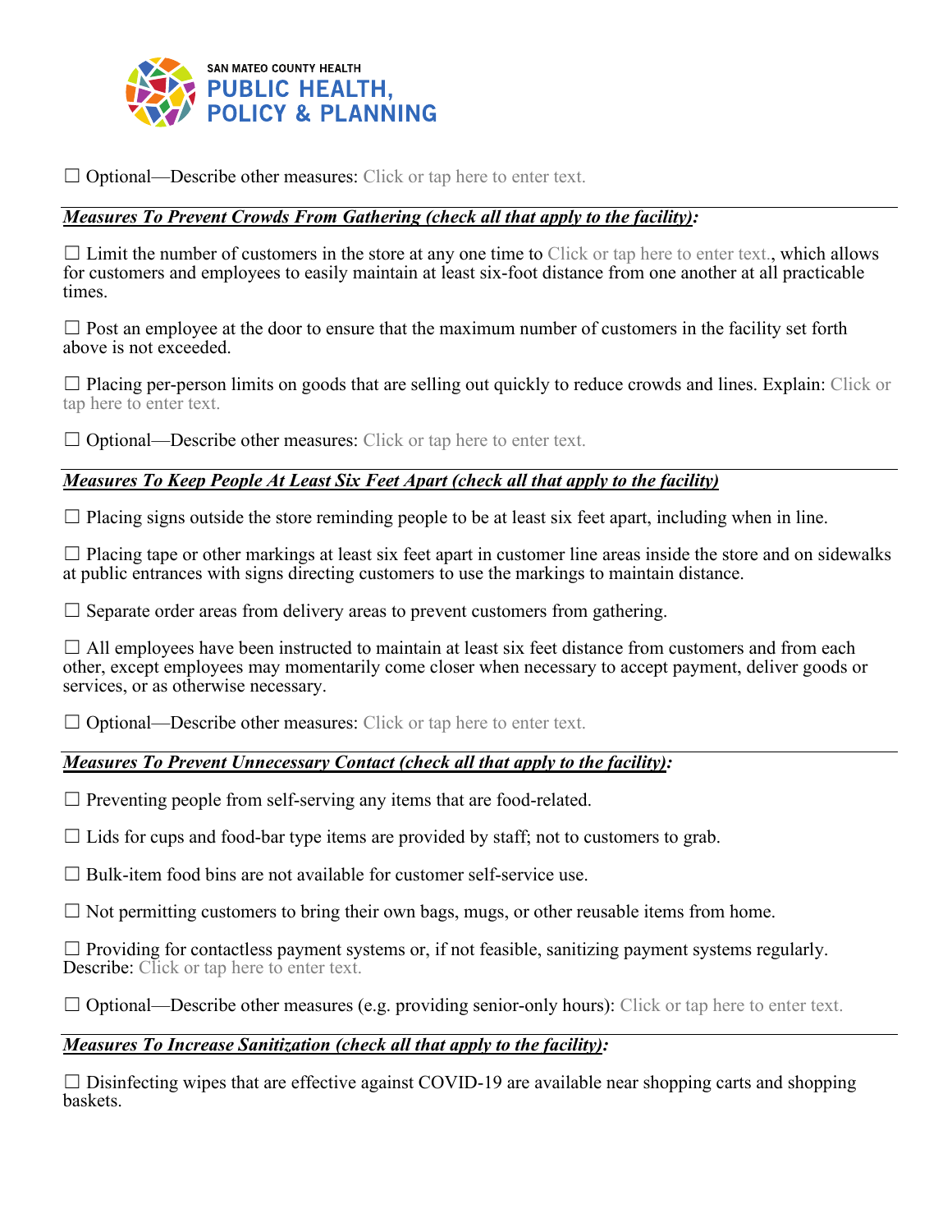☐ Optional—Describe other measures: Click or tap here to enter text.

***Measures To Prevent Crowds From Gathering (check all that apply to the facility):***

☐ Limit the number of customers in the store at any one time to Click or tap here to enter text., which allows for customers and employees to easily maintain at least six-foot distance from one another at all practicable times.

☐ Post an employee at the door to ensure that the maximum number of customers in the facility set forth above is not exceeded.

☐ Placing per-person limits on goods that are selling out quickly to reduce crowds and lines. Explain: Click or tap here to enter text.

☐ Optional—Describe other measures: Click or tap here to enter text.

***Measures To Keep People At Least Six Feet Apart (check all that apply to the facility)***

☐ Placing signs outside the store reminding people to be at least six feet apart, including when in line.

☐ Placing tape or other markings at least six feet apart in customer line areas inside the store and on sidewalks at public entrances with signs directing customers to use the markings to maintain distance.

☐ Separate order areas from delivery areas to prevent customers from gathering.

☐ All employees have been instructed to maintain at least six feet distance from customers and from each other, except employees may momentarily come closer when necessary to accept payment, deliver goods or services, or as otherwise necessary.

☐ Optional—Describe other measures: Click or tap here to enter text.

***Measures To Prevent Unnecessary Contact (check all that apply to the facility):***

☐ Preventing people from self-serving any items that are food-related.

☐ Lids for cups and food-bar type items are provided by staff; not to customers to grab.

☐ Bulk-item food bins are not available for customer self-service use.

☐ Not permitting customers to bring their own bags, mugs, or other reusable items from home.

☐ Providing for contactless payment systems or, if not feasible, sanitizing payment systems regularly. Describe: Click or tap here to enter text.

☐ Optional—Describe other measures (e.g. providing senior-only hours): Click or tap here to enter text.

***Measures To Increase Sanitization (check all that apply to the facility):***

☐ Disinfecting wipes that are effective against COVID-19 are available near shopping carts and shopping baskets.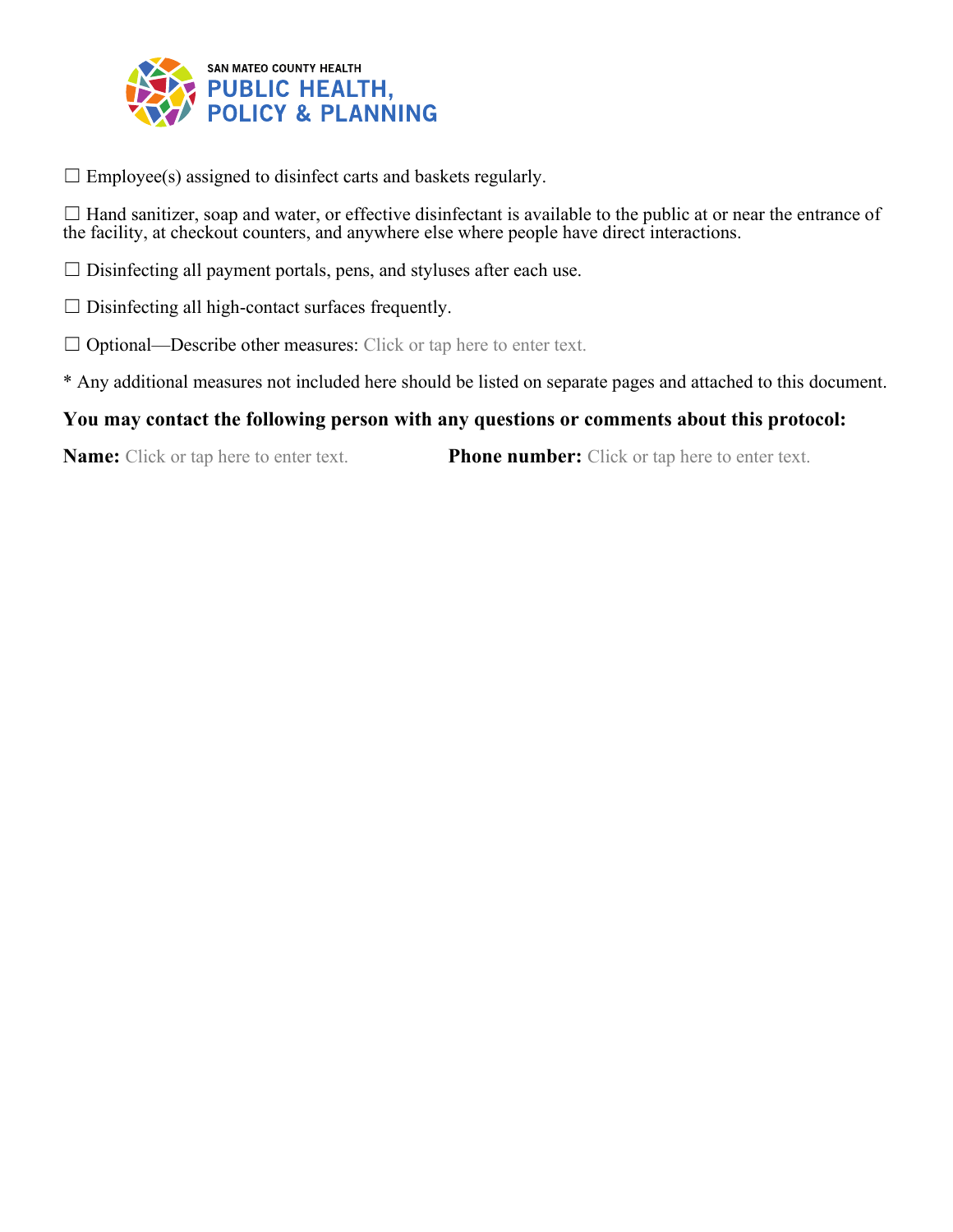☐ Employee(s) assigned to disinfect carts and baskets regularly.

☐ Hand sanitizer, soap and water, or effective disinfectant is available to the public at or near the entrance of the facility, at checkout counters, and anywhere else where people have direct interactions.

☐ Disinfecting all payment portals, pens, and styluses after each use.

☐ Disinfecting all high-contact surfaces frequently.

☐ Optional—Describe other measures: Click or tap here to enter text.

* Any additional measures not included here should be listed on separate pages and attached to this document.

**You may contact the following person with any questions or comments about this protocol:**

**Name:** Click or tap here to enter text. **Phone number:** Click or tap here to enter text.